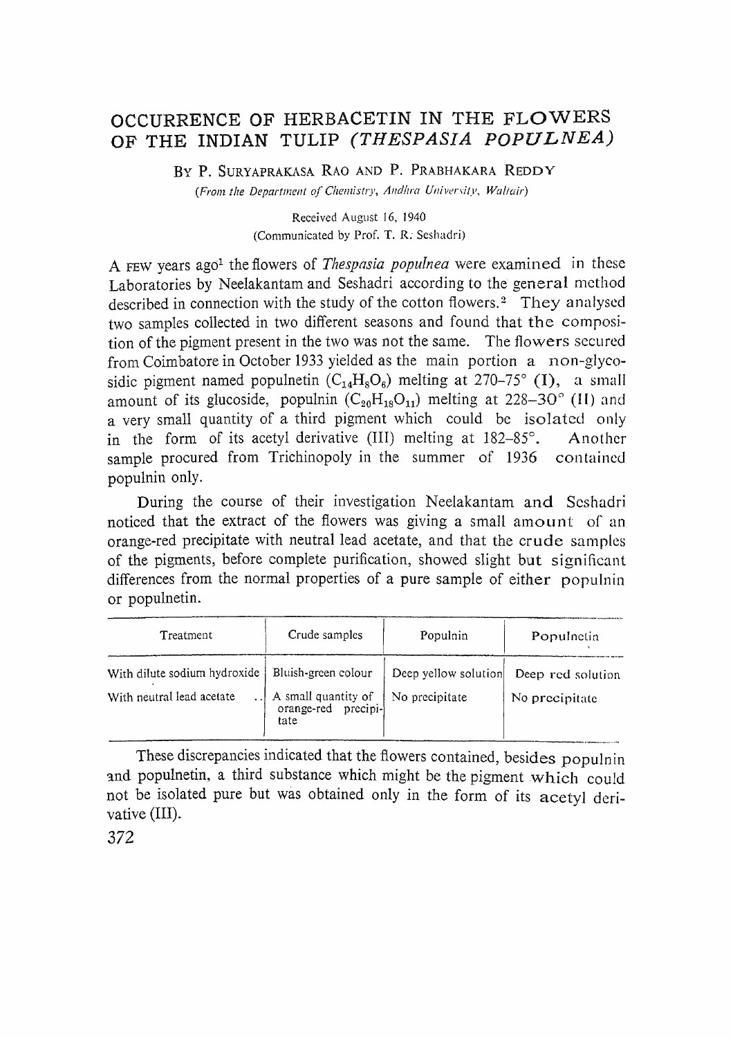# OCCURRENCE OF HERBACETIN IN THE FLOWERS OF THE INDIAN TULIP *(THESPASIA POPULNEA)*

BY P. SURYAPRAKASA RAO AND P. PRABHAKARA REDDY

*(From the Department of Chemistry, Andhra University, Waltair)*

Received August 16, 1940

(Communicated by Prof. T. R. Seshadri)

A FEW years ago[1] the flowers of *Thespasia populnea* were examined in these Laboratories by Neelakantam and Seshadri according to the general method described in connection with the study of the cotton flowers.[2] They analysed two samples collected in two different seasons and found that the composition of the pigment present in the two was not the same. The flowers secured from Coimbatore in October 1933 yielded as the main portion a non-glycosidic pigment named populnetin ($C_{14}H_8O_6$) melting at 270–75° (I), a small amount of its glucoside, populnin ($C_{20}H_{18}O_{11}$) melting at 228–30° (II) and a very small quantity of a third pigment which could be isolated only in the form of its acetyl derivative (III) melting at 182–85°. Another sample procured from Trichinopoly in the summer of 1936 contained populnin only.

During the course of their investigation Neelakantam and Seshadri noticed that the extract of the flowers was giving a small amount of an orange-red precipitate with neutral lead acetate, and that the crude samples of the pigments, before complete purification, showed slight but significant differences from the normal properties of a pure sample of either populnin or populnetin.

| Treatment | Crude samples | Populnin | Populnetin |
|---|---|---|---|
| With dilute sodium hydroxide | Bluish-green colour | Deep yellow solution | Deep red solution |
| With neutral lead acetate | A small quantity of orange-red precipitate | No precipitate | No precipitate |

These discrepancies indicated that the flowers contained, besides populnin and populnetin, a third substance which might be the pigment which could not be isolated pure but was obtained only in the form of its acetyl derivative (III).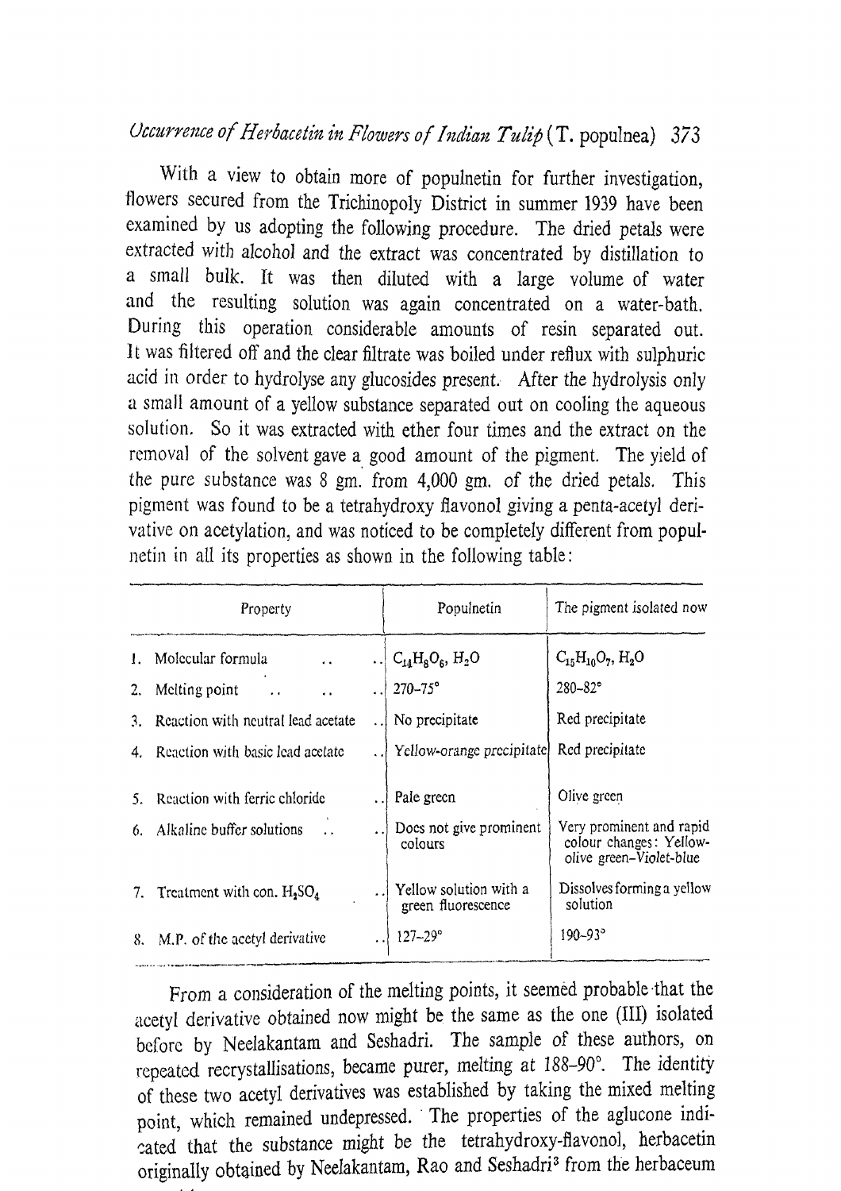With a view to obtain more of populnetin for further investigation, flowers secured from the Trichinopoly District in summer 1939 have been examined by us adopting the following procedure. The dried petals were extracted with alcohol and the extract was concentrated by distillation to a small bulk. It was then diluted with a large volume of water and the resulting solution was again concentrated on a water-bath. During this operation considerable amounts of resin separated out. It was filtered off and the clear filtrate was boiled under reflux with sulphuric acid in order to hydrolyse any glucosides present. After the hydrolysis only a small amount of a yellow substance separated out on cooling the aqueous solution. So it was extracted with ether four times and the extract on the removal of the solvent gave a good amount of the pigment. The yield of the pure substance was 8 gm. from 4,000 gm. of the dried petals. This pigment was found to be a tetrahydroxy flavonol giving a penta-acetyl derivative on acetylation, and was noticed to be completely different from populnetin in all its properties as shown in the following table:

| Property | Populnetin | The pigment isolated now |
|---|---|---|
| 1. Molecular formula | $C_{14}H_8O_6$, $H_2O$ | $C_{15}H_{10}O_7$, $H_2O$ |
| 2. Melting point | 270–75° | 280–82° |
| 3. Reaction with neutral lead acetate | No precipitate | Red precipitate |
| 4. Reaction with basic lead acetate | Yellow-orange precipitate | Red precipitate |
| 5. Reaction with ferric chloride | Pale green | Olive green |
| 6. Alkaline buffer solutions | Does not give prominent colours | Very prominent and rapid colour changes: Yellow-olive green-Violet-blue |
| 7. Treatment with con. $H_2SO_4$ | Yellow solution with a green fluorescence | Dissolves forming a yellow solution |
| 8. M.P. of the acetyl derivative | 127–29° | 190–93° |

From a consideration of the melting points, it seemed probable that the acetyl derivative obtained now might be the same as the one (III) isolated before by Neelakantam and Seshadri. The sample of these authors, on repeated recrystallisations, became purer, melting at 188–90°. The identity of these two acetyl derivatives was established by taking the mixed melting point, which remained undepressed. The properties of the aglucone indicated that the substance might be the tetrahydroxy-flavonol, herbacetin originally obtained by Neelakantam, Rao and Seshadri[3] from the herbaceum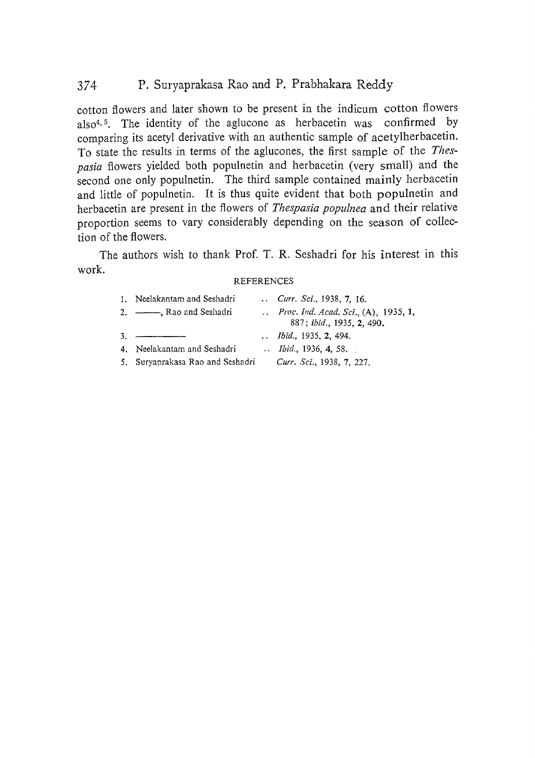cotton flowers and later shown to be present in the indicum cotton flowers also[4, 5]. The identity of the aglucone as herbacetin was confirmed by comparing its acetyl derivative with an authentic sample of acetylherbacetin. To state the results in terms of the aglucones, the first sample of the *Thespasia* flowers yielded both populnetin and herbacetin (very small) and the second one only populnetin. The third sample contained mainly herbacetin and little of populnetin. It is thus quite evident that both populnetin and herbacetin are present in the flowers of *Thespasia populnea* and their relative proportion seems to vary considerably depending on the season of collection of the flowers.

The authors wish to thank Prof. T. R. Seshadri for his interest in this work.

## REFERENCES

| | | |
|---|---|---|
| 1. | Neelakantam and Seshadri | .. *Curr. Sci.*, 1938, **7**, 16. |
| 2. | ———, Rao and Seshadri | .. *Proc. Ind. Acad. Sci.*, (A), 1935, **1**, 887; *ibid.*, 1935, **2**, 490. |
| 3. | ——— | .. *Ibid.*, 1935, **2**, 494. |
| 4. | Neelakantam and Seshadri | .. *Ibid.*, 1936, **4**, 58. |
| 5. | Suryaprakasa Rao and Seshadri | *Curr. Sci.*, 1938, **7**, 227. |